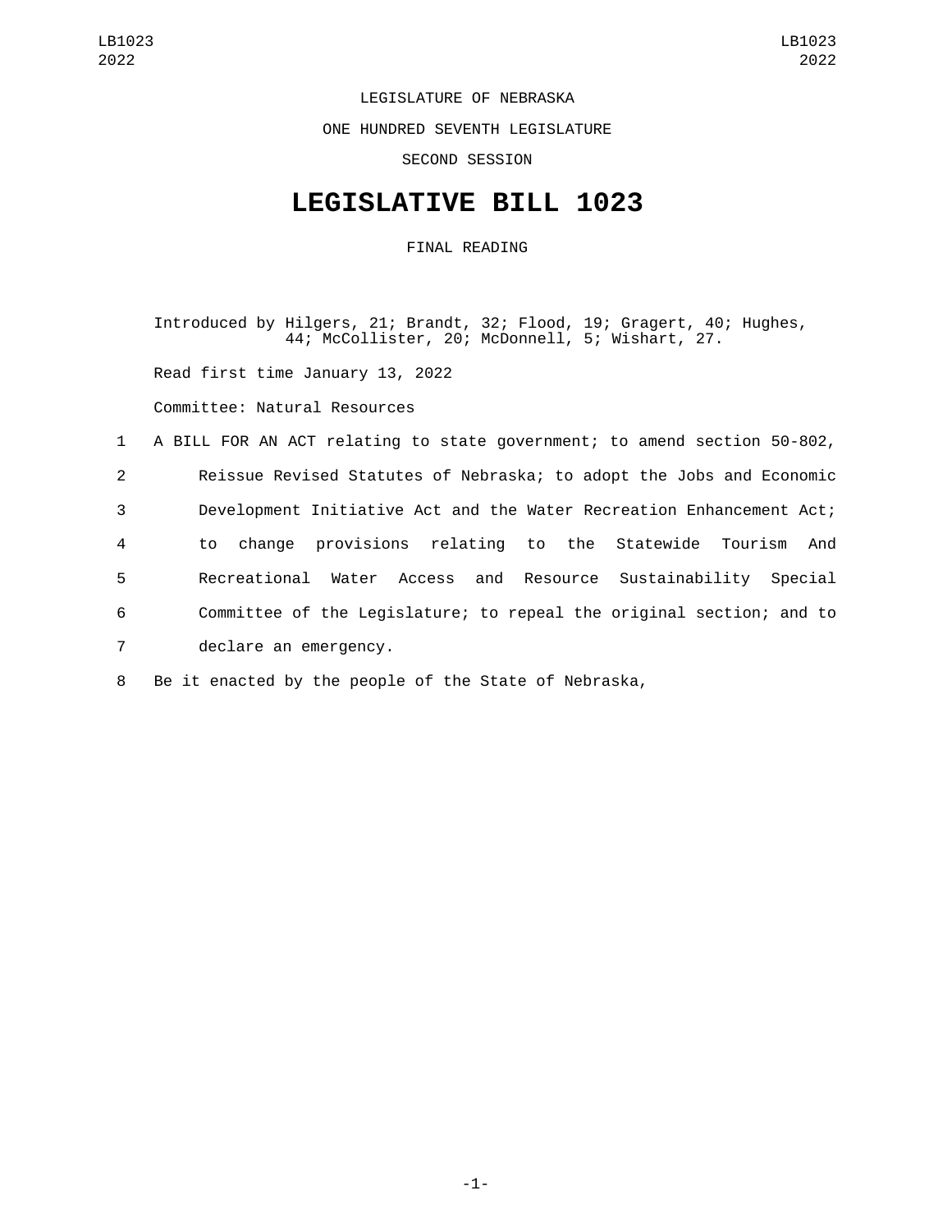LEGISLATURE OF NEBRASKA

ONE HUNDRED SEVENTH LEGISLATURE

SECOND SESSION

# LEGISLATIVE BILL 1023

FINAL READING

Introduced by Hilgers, 21; Brandt, 32; Flood, 19; Gragert, 40; Hughes, 44; McCollister, 20; McDonnell, 5; Wishart, 27.

Read first time January 13, 2022

Committee: Natural Resources

A BILL FOR AN ACT relating to state government; to amend section 50-802, Reissue Revised Statutes of Nebraska; to adopt the Jobs and Economic Development Initiative Act and the Water Recreation Enhancement Act; to change provisions relating to the Statewide Tourism And Recreational Water Access and Resource Sustainability Special Committee of the Legislature; to repeal the original section; and to declare an emergency.

Be it enacted by the people of the State of Nebraska,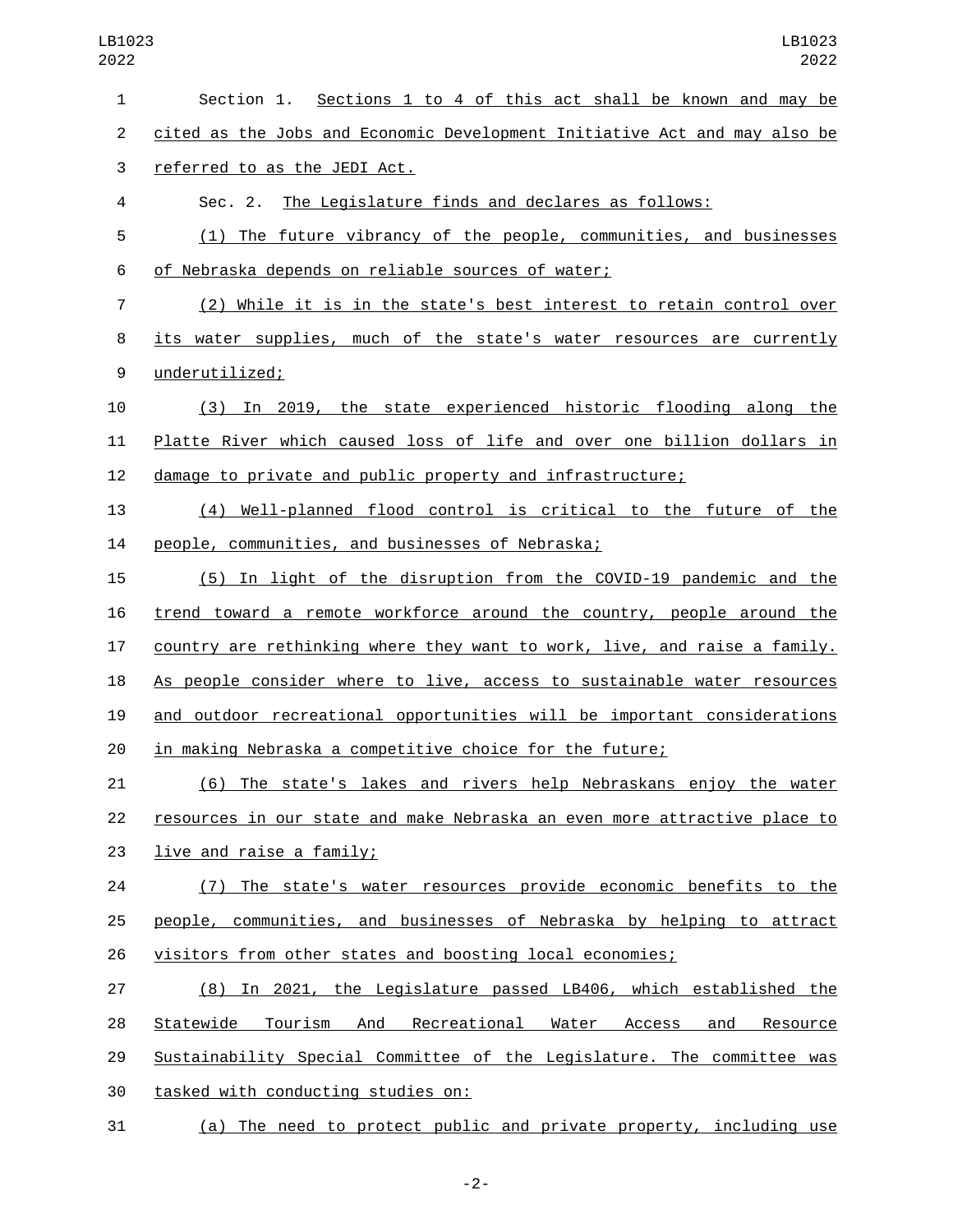Section 1. Sections 1 to 4 of this act shall be known and may be cited as the Jobs and Economic Development Initiative Act and may also be referred to as the JEDI Act.

Sec. 2. The Legislature finds and declares as follows:

(1) The future vibrancy of the people, communities, and businesses of Nebraska depends on reliable sources of water;

(2) While it is in the state's best interest to retain control over its water supplies, much of the state's water resources are currently underutilized;

(3) In 2019, the state experienced historic flooding along the Platte River which caused loss of life and over one billion dollars in damage to private and public property and infrastructure;

(4) Well-planned flood control is critical to the future of the people, communities, and businesses of Nebraska;

(5) In light of the disruption from the COVID-19 pandemic and the trend toward a remote workforce around the country, people around the country are rethinking where they want to work, live, and raise a family. As people consider where to live, access to sustainable water resources and outdoor recreational opportunities will be important considerations in making Nebraska a competitive choice for the future;

(6) The state's lakes and rivers help Nebraskans enjoy the water resources in our state and make Nebraska an even more attractive place to live and raise a family;

(7) The state's water resources provide economic benefits to the people, communities, and businesses of Nebraska by helping to attract visitors from other states and boosting local economies;

(8) In 2021, the Legislature passed LB406, which established the Statewide Tourism And Recreational Water Access and Resource Sustainability Special Committee of the Legislature. The committee was tasked with conducting studies on:

(a) The need to protect public and private property, including use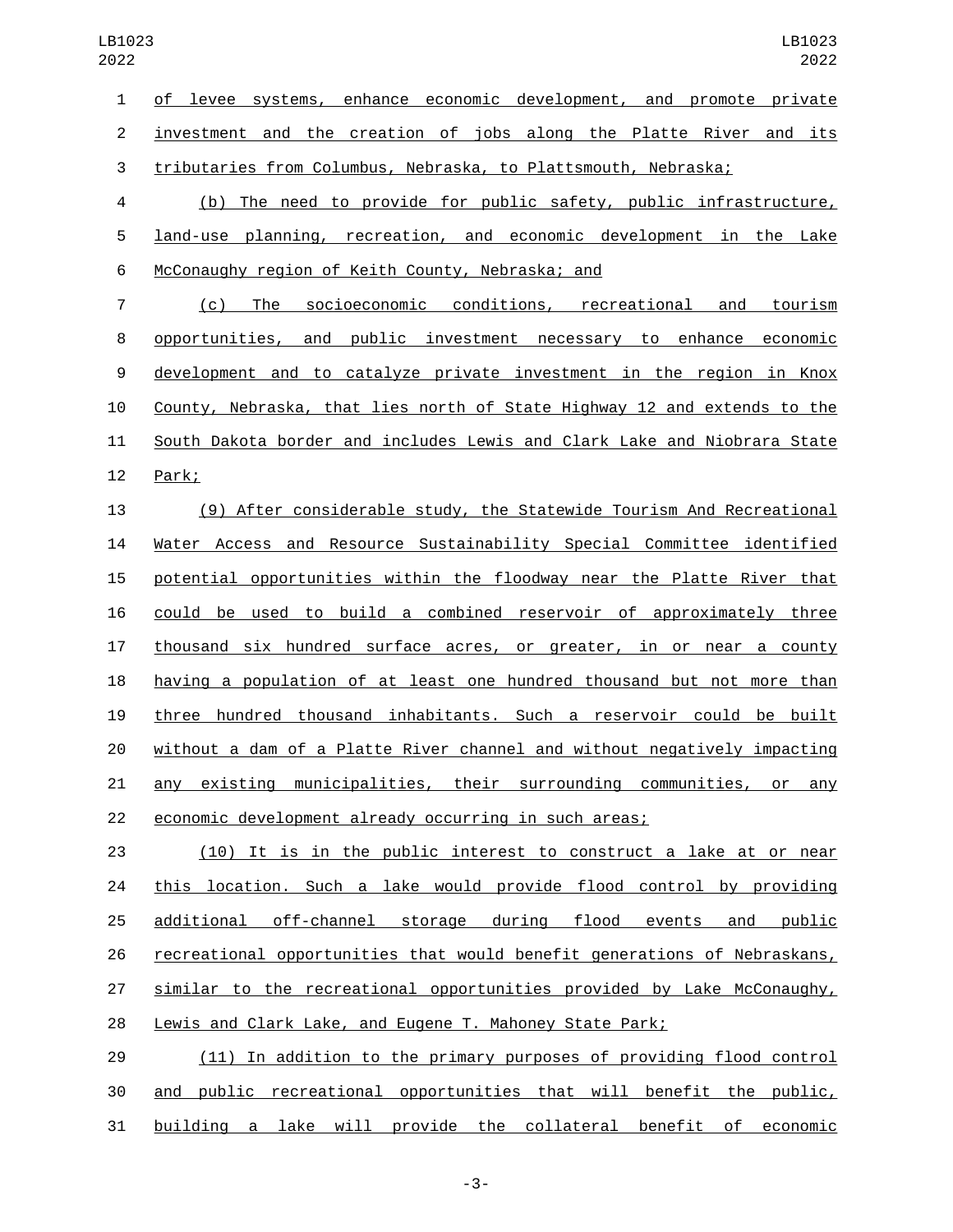of levee systems, enhance economic development, and promote private investment and the creation of jobs along the Platte River and its tributaries from Columbus, Nebraska, to Plattsmouth, Nebraska;

(b) The need to provide for public safety, public infrastructure, land-use planning, recreation, and economic development in the Lake McConaughy region of Keith County, Nebraska; and

(c) The socioeconomic conditions, recreational and tourism opportunities, and public investment necessary to enhance economic development and to catalyze private investment in the region in Knox County, Nebraska, that lies north of State Highway 12 and extends to the South Dakota border and includes Lewis and Clark Lake and Niobrara State Park;

(9) After considerable study, the Statewide Tourism And Recreational Water Access and Resource Sustainability Special Committee identified potential opportunities within the floodway near the Platte River that could be used to build a combined reservoir of approximately three thousand six hundred surface acres, or greater, in or near a county having a population of at least one hundred thousand but not more than three hundred thousand inhabitants. Such a reservoir could be built without a dam of a Platte River channel and without negatively impacting any existing municipalities, their surrounding communities, or any economic development already occurring in such areas;

(10) It is in the public interest to construct a lake at or near this location. Such a lake would provide flood control by providing additional off-channel storage during flood events and public recreational opportunities that would benefit generations of Nebraskans, similar to the recreational opportunities provided by Lake McConaughy, Lewis and Clark Lake, and Eugene T. Mahoney State Park;

(11) In addition to the primary purposes of providing flood control and public recreational opportunities that will benefit the public, building a lake will provide the collateral benefit of economic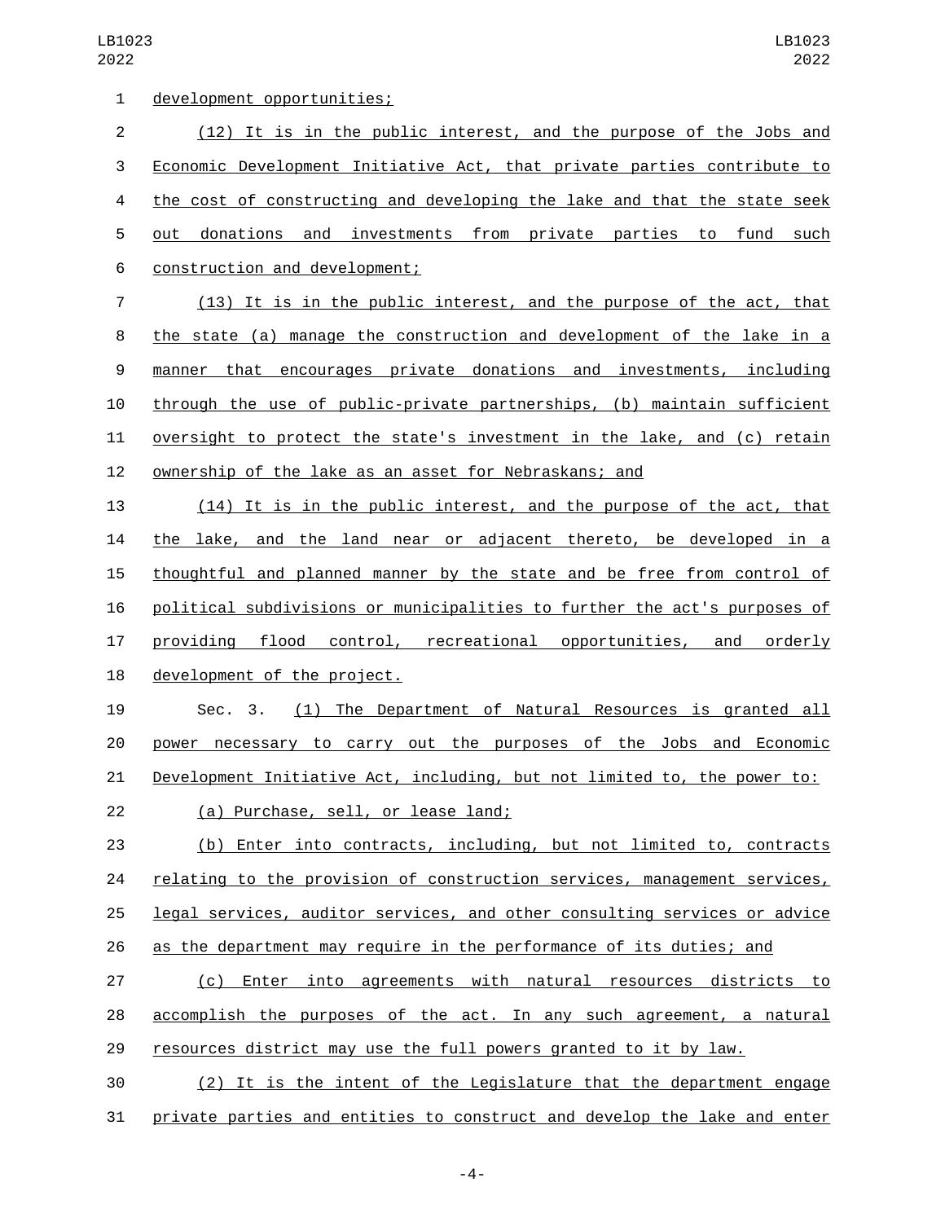development opportunities;

(12) It is in the public interest, and the purpose of the Jobs and Economic Development Initiative Act, that private parties contribute to the cost of constructing and developing the lake and that the state seek out donations and investments from private parties to fund such construction and development;

(13) It is in the public interest, and the purpose of the act, that the state (a) manage the construction and development of the lake in a manner that encourages private donations and investments, including through the use of public-private partnerships, (b) maintain sufficient oversight to protect the state's investment in the lake, and (c) retain ownership of the lake as an asset for Nebraskans; and

(14) It is in the public interest, and the purpose of the act, that the lake, and the land near or adjacent thereto, be developed in a thoughtful and planned manner by the state and be free from control of political subdivisions or municipalities to further the act's purposes of providing flood control, recreational opportunities, and orderly development of the project.

Sec. 3. (1) The Department of Natural Resources is granted all power necessary to carry out the purposes of the Jobs and Economic Development Initiative Act, including, but not limited to, the power to:

(a) Purchase, sell, or lease land;

(b) Enter into contracts, including, but not limited to, contracts relating to the provision of construction services, management services, legal services, auditor services, and other consulting services or advice as the department may require in the performance of its duties; and

(c) Enter into agreements with natural resources districts to accomplish the purposes of the act. In any such agreement, a natural resources district may use the full powers granted to it by law.

(2) It is the intent of the Legislature that the department engage private parties and entities to construct and develop the lake and enter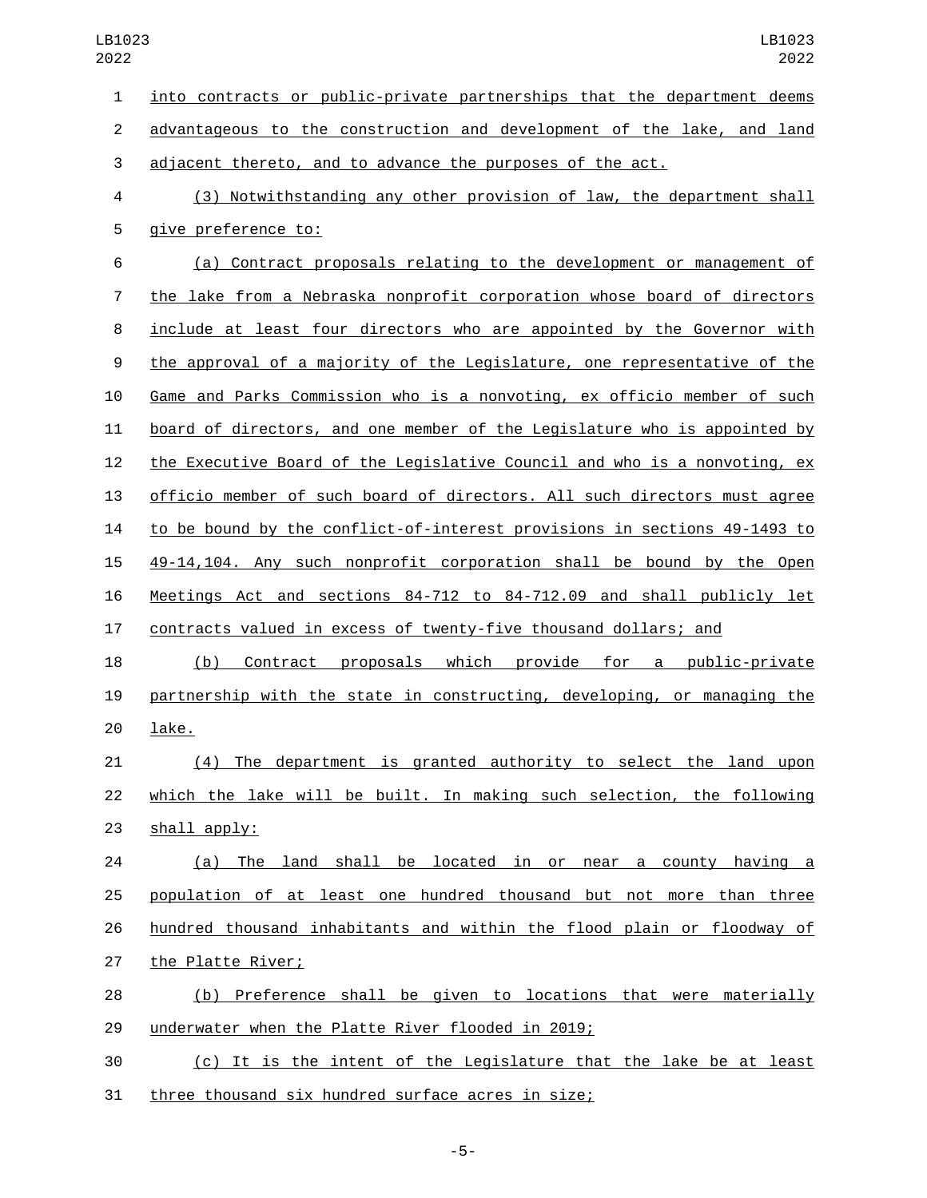into contracts or public-private partnerships that the department deems advantageous to the construction and development of the lake, and land adjacent thereto, and to advance the purposes of the act.

(3) Notwithstanding any other provision of law, the department shall give preference to:

(a) Contract proposals relating to the development or management of the lake from a Nebraska nonprofit corporation whose board of directors include at least four directors who are appointed by the Governor with the approval of a majority of the Legislature, one representative of the Game and Parks Commission who is a nonvoting, ex officio member of such board of directors, and one member of the Legislature who is appointed by the Executive Board of the Legislative Council and who is a nonvoting, ex officio member of such board of directors. All such directors must agree to be bound by the conflict-of-interest provisions in sections 49-1493 to 49-14,104. Any such nonprofit corporation shall be bound by the Open Meetings Act and sections 84-712 to 84-712.09 and shall publicly let contracts valued in excess of twenty-five thousand dollars; and

(b) Contract proposals which provide for a public-private partnership with the state in constructing, developing, or managing the lake.

(4) The department is granted authority to select the land upon which the lake will be built. In making such selection, the following shall apply:

(a) The land shall be located in or near a county having a population of at least one hundred thousand but not more than three hundred thousand inhabitants and within the flood plain or floodway of the Platte River;

(b) Preference shall be given to locations that were materially underwater when the Platte River flooded in 2019;

(c) It is the intent of the Legislature that the lake be at least three thousand six hundred surface acres in size;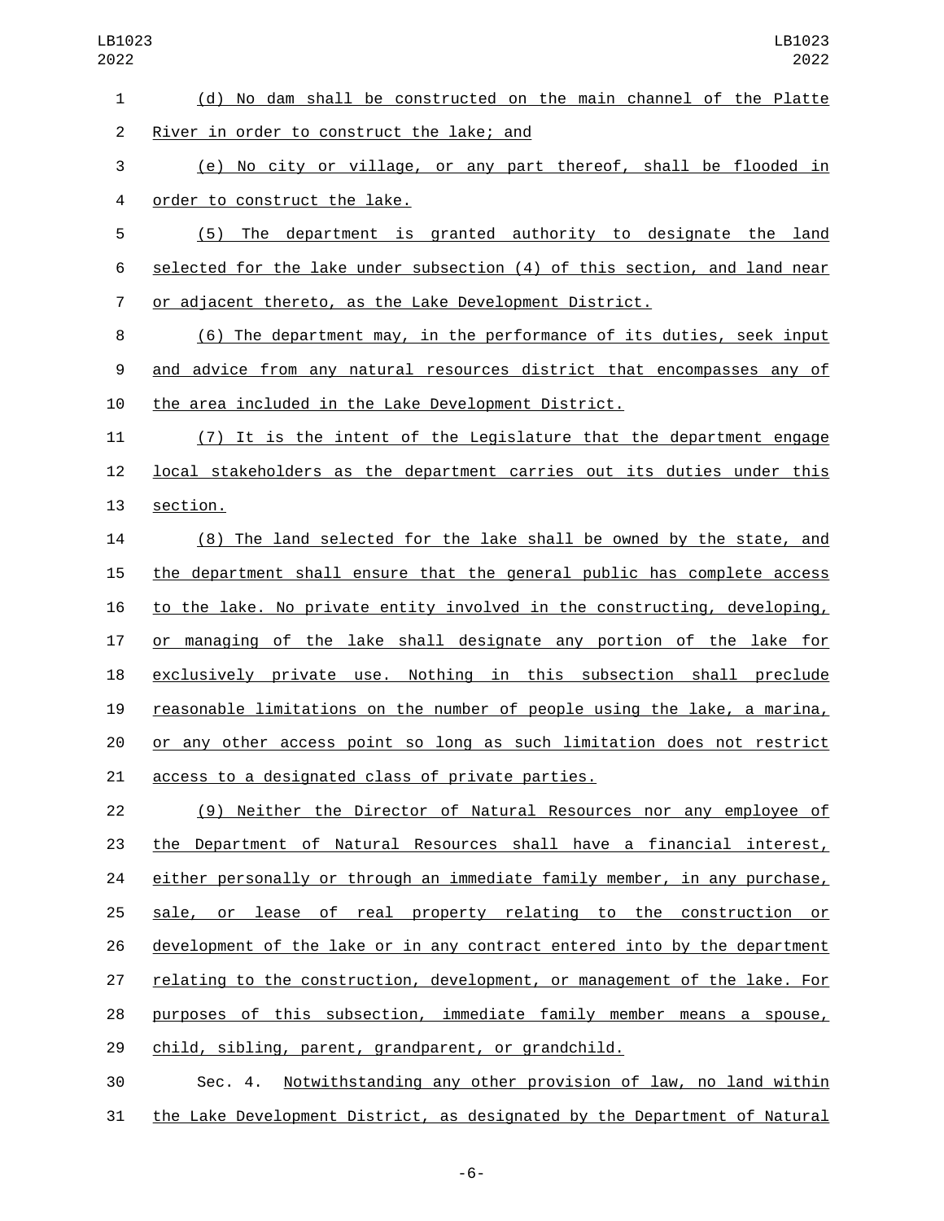(d) No dame shall be constructed on the main channel of the Platte River in order to construct the lake; and

(e) No city or village, or any part thereof, shall be flooded in order to construct the lake.

(5) The department is granted authority to designate the land selected for the lake under subsection (4) of this section, and land near or adjacent thereto, as the Lake Development District.

(6) The department may, in the performance of its duties, seek input and advice from any natural resources district that encompasses any of the area included in the Lake Development District.

(7) It is the intent of the Legislature that the department engage local stakeholders as the department carries out its duties under this section.

(8) The land selected for the lake shall be owned by the state, and the department shall ensure that the general public has complete access to the lake. No private entity involved in the constructing, developing, or managing of the lake shall designate any portion of the lake for exclusively private use. Nothing in this subsection shall preclude reasonable limitations on the number of people using the lake, a marina, or any other access point so long as such limitation does not restrict access to a designated class of private parties.

(9) Neither the Director of Natural Resources nor any employee of the Department of Natural Resources shall have a financial interest, either personally or through an immediate family member, in any purchase, sale, or lease of real property relating to the construction or development of the lake or in any contract entered into by the department relating to the construction, development, or management of the lake. For purposes of this subsection, immediate family member means a spouse, child, sibling, parent, grandparent, or grandchild.

Sec. 4. Notwithstanding any other provision of law, no land within the Lake Development District, as designated by the Department of Natural

(d) No dam shall be constructed on the main channel of the Platte River in order to construct the lake; and

(e) No city or village, or any part thereof, shall be flooded in order to construct the lake.

(5) The department is granted authority to designate the land selected for the lake under subsection (4) of this section, and land near or adjacent thereto, as the Lake Development District.

(6) The department may, in the performance of its duties, seek input and advice from any natural resources district that encompasses any of the area included in the Lake Development District.

(7) It is the intent of the Legislature that the department engage local stakeholders as the department carries out its duties under this section.

(8) The land selected for the lake shall be owned by the state, and the department shall ensure that the general public has complete access to the lake. No private entity involved in the constructing, developing, or managing of the lake shall designate any portion of the lake for exclusively private use. Nothing in this subsection shall preclude reasonable limitations on the number of people using the lake, a marina, or any other access point so long as such limitation does not restrict access to a designated class of private parties.

(9) Neither the Director of Natural Resources nor any employee of the Department of Natural Resources shall have a financial interest, either personally or through an immediate family member, in any purchase, sale, or lease of real property relating to the construction or development of the lake or in any contract entered into by the department relating to the construction, development, or management of the lake. For purposes of this subsection, immediate family member means a spouse, child, sibling, parent, grandparent, or grandchild.

Sec. 4. Notwithstanding any other provision of law, no land within the Lake Development District, as designated by the Department of Natural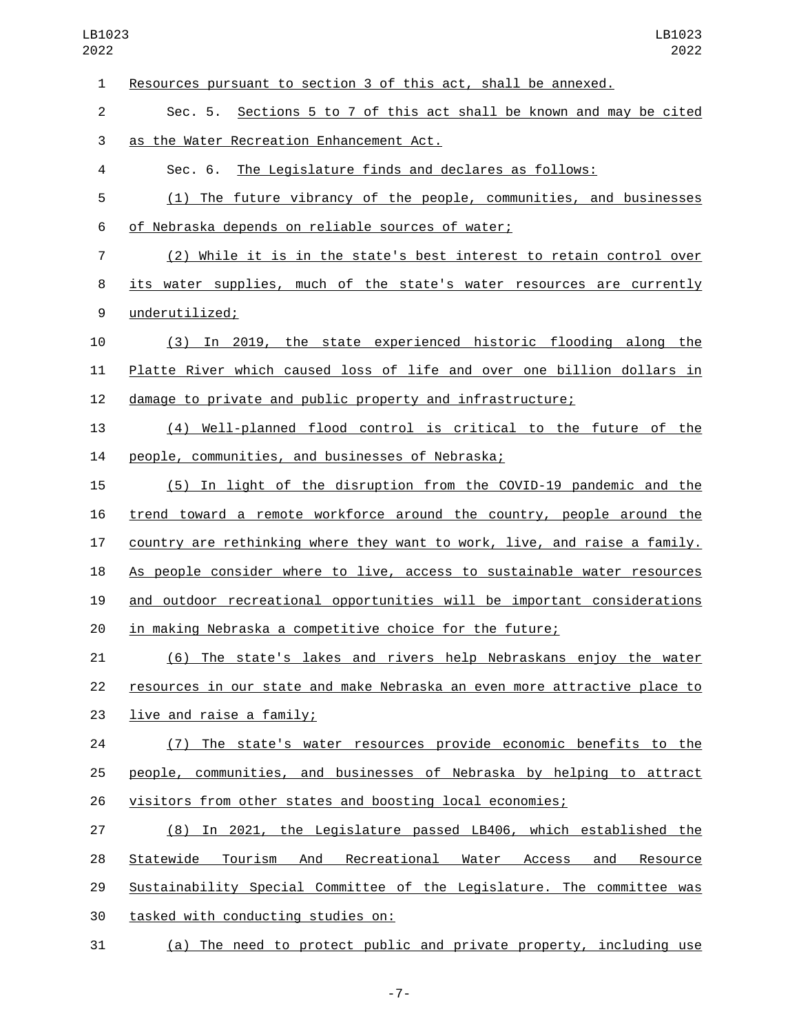Resources pursuant to section 3 of this act, shall be annexed.

Sec. 5. Sections 5 to 7 of this act shall be known and may be cited as the Water Recreation Enhancement Act.

Sec. 6. The Legislature finds and declares as follows:

(1) The future vibrancy of the people, communities, and businesses of Nebraska depends on reliable sources of water;

(2) While it is in the state's best interest to retain control over its water supplies, much of the state's water resources are currently underutilized;

(3) In 2019, the state experienced historic flooding along the Platte River which caused loss of life and over one billion dollars in damage to private and public property and infrastructure;

(4) Well-planned flood control is critical to the future of the people, communities, and businesses of Nebraska;

(5) In light of the disruption from the COVID-19 pandemic and the trend toward a remote workforce around the country, people around the country are rethinking where they want to work, live, and raise a family. As people consider where to live, access to sustainable water resources and outdoor recreational opportunities will be important considerations in making Nebraska a competitive choice for the future;

(6) The state's lakes and rivers help Nebraskans enjoy the water resources in our state and make Nebraska an even more attractive place to live and raise a family;

(7) The state's water resources provide economic benefits to the people, communities, and businesses of Nebraska by helping to attract visitors from other states and boosting local economies;

(8) In 2021, the Legislature passed LB406, which established the Statewide Tourism And Recreational Water Access and Resource Sustainability Special Committee of the Legislature. The committee was tasked with conducting studies on:

(a) The need to protect public and private property, including use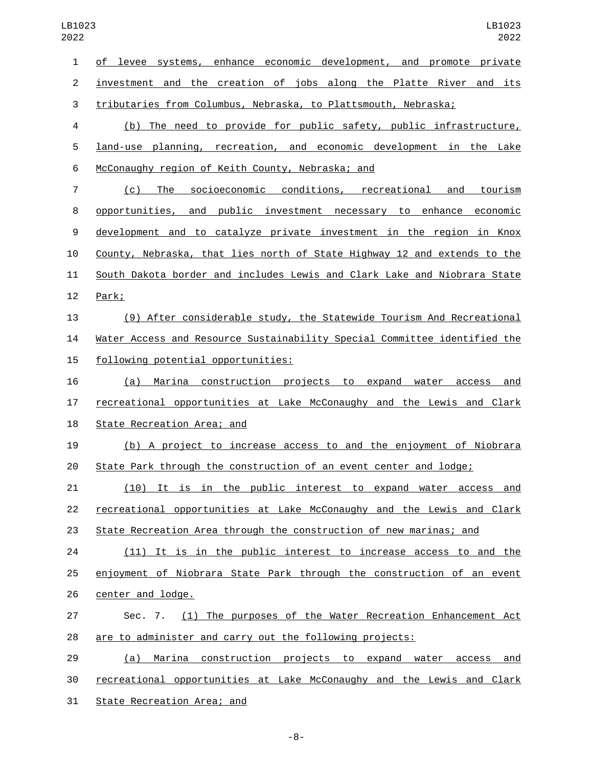of levee systems, enhance economic development, and promote private investment and the creation of jobs along the Platte River and its tributaries from Columbus, Nebraska, to Plattsmouth, Nebraska;

(b) The need to provide for public safety, public infrastructure, land-use planning, recreation, and economic development in the Lake McConaughy region of Keith County, Nebraska; and

(c) The socioeconomic conditions, recreational and tourism opportunities, and public investment necessary to enhance economic development and to catalyze private investment in the region in Knox County, Nebraska, that lies north of State Highway 12 and extends to the South Dakota border and includes Lewis and Clark Lake and Niobrara State Park;

(9) After considerable study, the Statewide Tourism And Recreational Water Access and Resource Sustainability Special Committee identified the following potential opportunities:

(a) Marina construction projects to expand water access and recreational opportunities at Lake McConaughy and the Lewis and Clark State Recreation Area; and

(b) A project to increase access to and the enjoyment of Niobrara State Park through the construction of an event center and lodge;

(10) It is in the public interest to expand water access and recreational opportunities at Lake McConaughy and the Lewis and Clark State Recreation Area through the construction of new marinas; and

(11) It is in the public interest to increase access to and the enjoyment of Niobrara State Park through the construction of an event center and lodge.

Sec. 7. (1) The purposes of the Water Recreation Enhancement Act are to administer and carry out the following projects:

(a) Marina construction projects to expand water access and recreational opportunities at Lake McConaughy and the Lewis and Clark State Recreation Area; and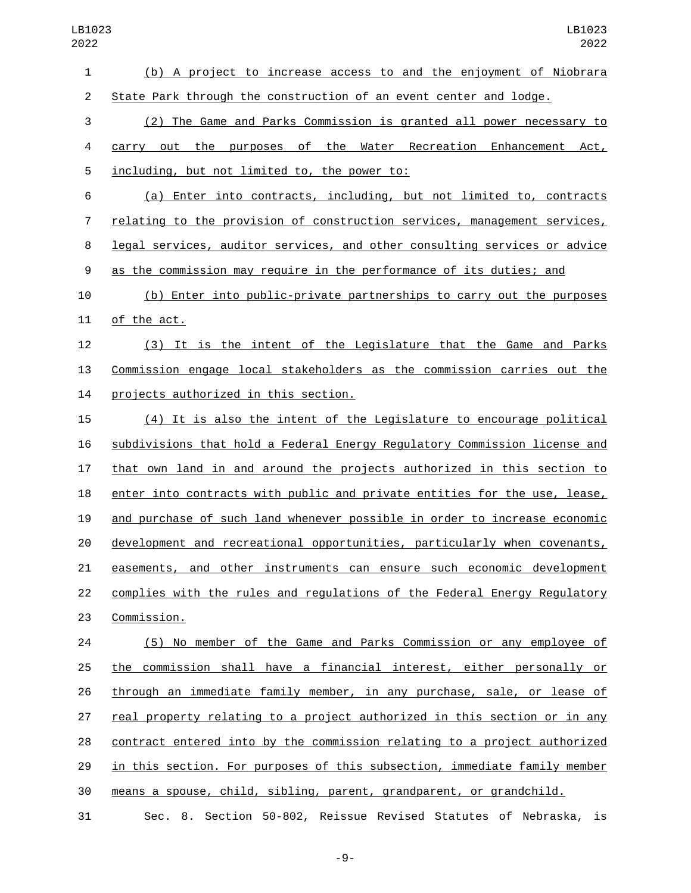(b) A project to increase access to and the enjoyment of Niobrara State Park through the construction of an event center and lodge.

(2) The Game and Parks Commission is granted all power necessary to carry out the purposes of the Water Recreation Enhancement Act, including, but not limited to, the power to:

(a) Enter into contracts, including, but not limited to, contracts relating to the provision of construction services, management services, legal services, auditor services, and other consulting services or advice as the commission may require in the performance of its duties; and

(b) Enter into public-private partnerships to carry out the purposes of the act.

(3) It is the intent of the Legislature that the Game and Parks Commission engage local stakeholders as the commission carries out the projects authorized in this section.

(4) It is also the intent of the Legislature to encourage political subdivisions that hold a Federal Energy Regulatory Commission license and that own land in and around the projects authorized in this section to enter into contracts with public and private entities for the use, lease, and purchase of such land whenever possible in order to increase economic development and recreational opportunities, particularly when covenants, easements, and other instruments can ensure such economic development complies with the rules and regulations of the Federal Energy Regulatory Commission.

(5) No member of the Game and Parks Commission or any employee of the commission shall have a financial interest, either personally or through an immediate family member, in any purchase, sale, or lease of real property relating to a project authorized in this section or in any contract entered into by the commission relating to a project authorized in this section. For purposes of this subsection, immediate family member means a spouse, child, sibling, parent, grandparent, or grandchild.

Sec. 8. Section 50-802, Reissue Revised Statutes of Nebraska, is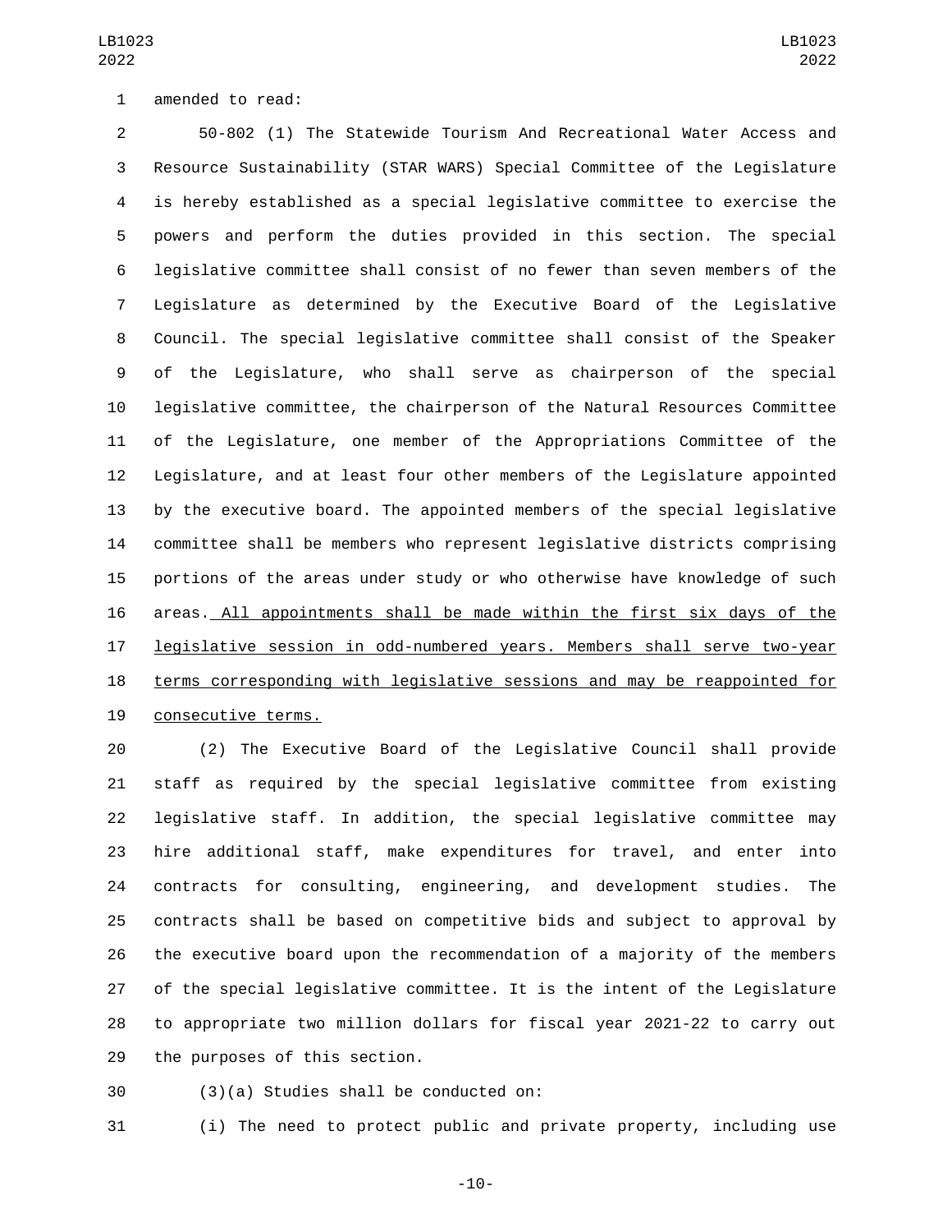amended to read:

50-802 (1) The Statewide Tourism And Recreational Water Access and Resource Sustainability (STAR WARS) Special Committee of the Legislature is hereby established as a special legislative committee to exercise the powers and perform the duties provided in this section. The special legislative committee shall consist of no fewer than seven members of the Legislature as determined by the Executive Board of the Legislative Council. The special legislative committee shall consist of the Speaker of the Legislature, who shall serve as chairperson of the special legislative committee, the chairperson of the Natural Resources Committee of the Legislature, one member of the Appropriations Committee of the Legislature, and at least four other members of the Legislature appointed by the executive board. The appointed members of the special legislative committee shall be members who represent legislative districts comprising portions of the areas under study or who otherwise have knowledge of such areas. <u>All appointments shall be made within the first six days of the legislative session in odd-numbered years. Members shall serve two-year terms corresponding with legislative sessions and may be reappointed for consecutive terms.</u>

(2) The Executive Board of the Legislative Council shall provide staff as required by the special legislative committee from existing legislative staff. In addition, the special legislative committee may hire additional staff, make expenditures for travel, and enter into contracts for consulting, engineering, and development studies. The contracts shall be based on competitive bids and subject to approval by the executive board upon the recommendation of a majority of the members of the special legislative committee. It is the intent of the Legislature to appropriate two million dollars for fiscal year 2021-22 to carry out the purposes of this section.

(3)(a) Studies shall be conducted on:

(i) The need to protect public and private property, including use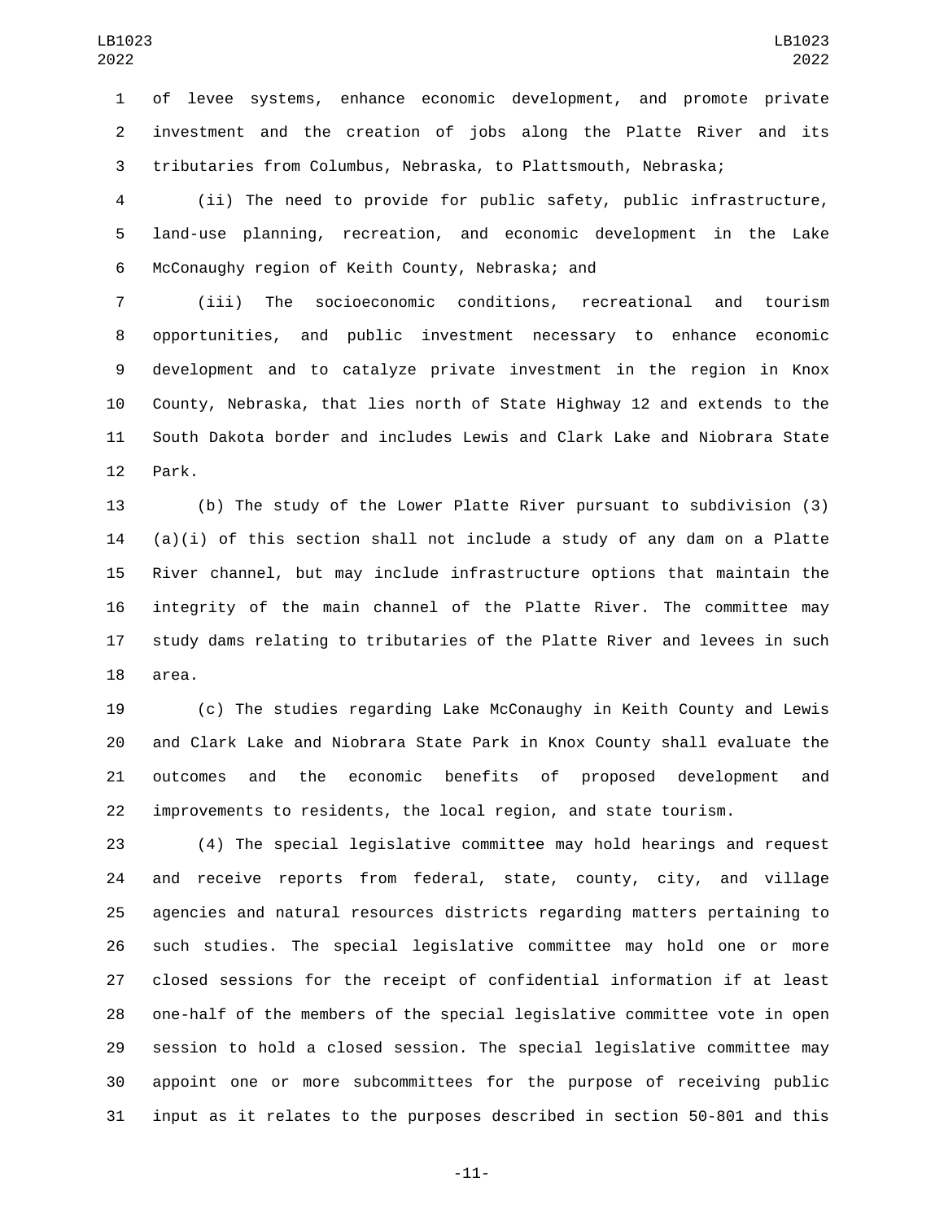of levee systems, enhance economic development, and promote private investment and the creation of jobs along the Platte River and its tributaries from Columbus, Nebraska, to Plattsmouth, Nebraska;

(ii) The need to provide for public safety, public infrastructure, land-use planning, recreation, and economic development in the Lake McConaughy region of Keith County, Nebraska; and

(iii) The socioeconomic conditions, recreational and tourism opportunities, and public investment necessary to enhance economic development and to catalyze private investment in the region in Knox County, Nebraska, that lies north of State Highway 12 and extends to the South Dakota border and includes Lewis and Clark Lake and Niobrara State Park.

(b) The study of the Lower Platte River pursuant to subdivision (3)(a)(i) of this section shall not include a study of any dam on a Platte River channel, but may include infrastructure options that maintain the integrity of the main channel of the Platte River. The committee may study dams relating to tributaries of the Platte River and levees in such area.

(c) The studies regarding Lake McConaughy in Keith County and Lewis and Clark Lake and Niobrara State Park in Knox County shall evaluate the outcomes and the economic benefits of proposed development and improvements to residents, the local region, and state tourism.

(4) The special legislative committee may hold hearings and request and receive reports from federal, state, county, city, and village agencies and natural resources districts regarding matters pertaining to such studies. The special legislative committee may hold one or more closed sessions for the receipt of confidential information if at least one-half of the members of the special legislative committee vote in open session to hold a closed session. The special legislative committee may appoint one or more subcommittees for the purpose of receiving public input as it relates to the purposes described in section 50-801 and this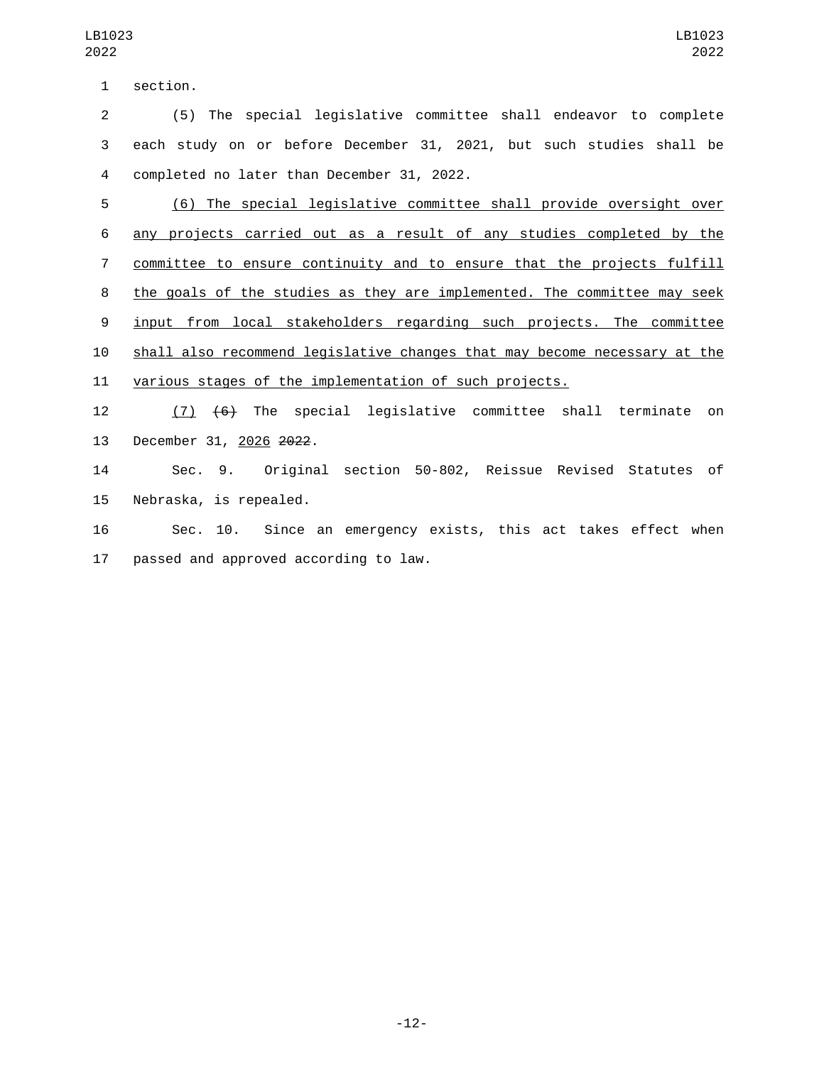section.

(5) The special legislative committee shall endeavor to complete each study on or before December 31, 2021, but such studies shall be completed no later than December 31, 2022.

<u>(6) The special legislative committee shall provide oversight over any projects carried out as a result of any studies completed by the committee to ensure continuity and to ensure that the projects fulfill the goals of the studies as they are implemented. The committee may seek input from local stakeholders regarding such projects. The committee shall also recommend legislative changes that may become necessary at the various stages of the implementation of such projects.</u>

<u>(7)</u> ~~(6)~~ The special legislative committee shall terminate on December 31, <u>2026</u> ~~2022~~.

Sec. 9. Original section 50-802, Reissue Revised Statutes of Nebraska, is repealed.

Sec. 10. Since an emergency exists, this act takes effect when passed and approved according to law.